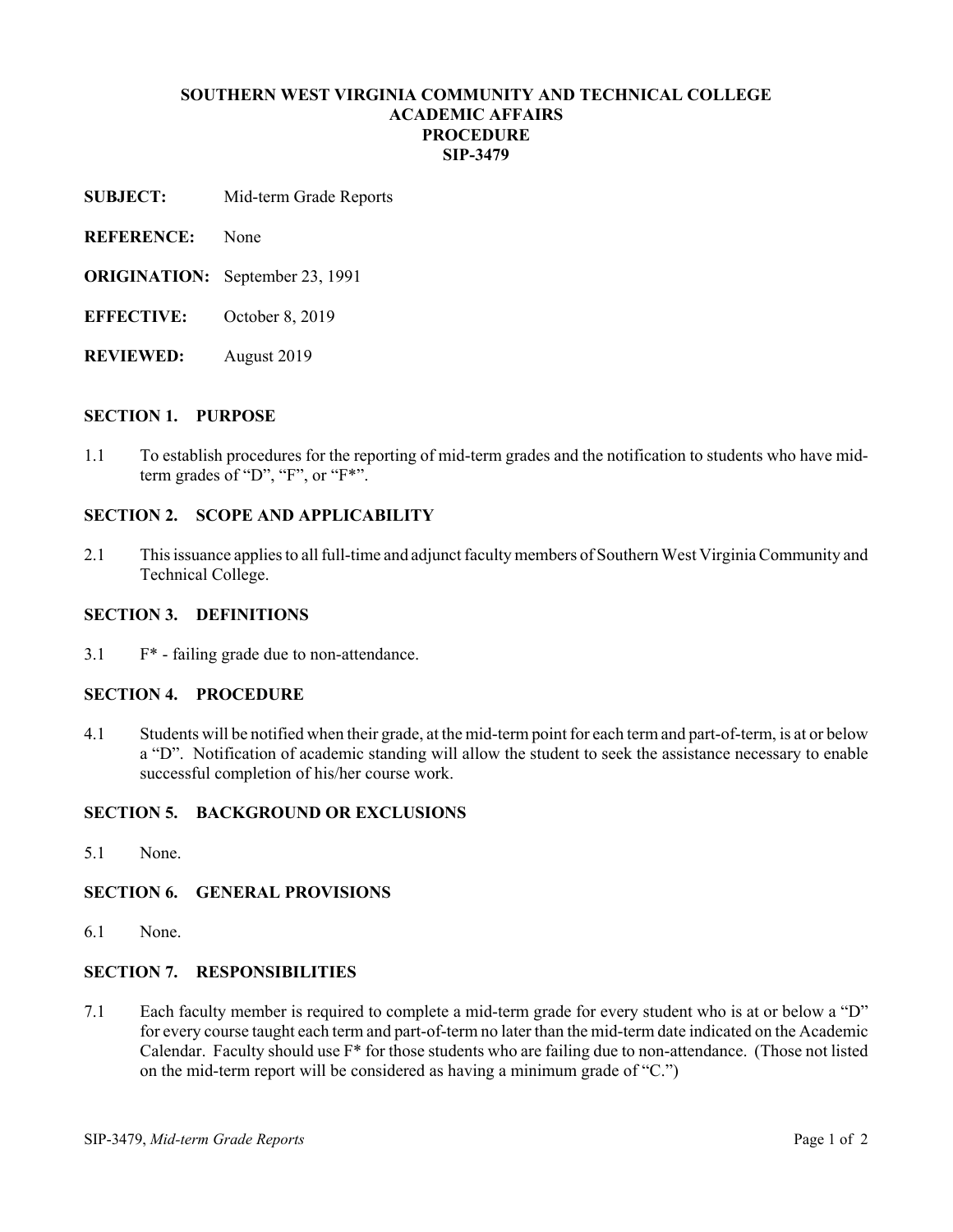# SOUTHERN WEST VIRGINIA COMMUNITY AND TECHNICAL COLLEGE
# ACADEMIC AFFAIRS
# PROCEDURE
# SIP-3479

**SUBJECT:** Mid-term Grade Reports

**REFERENCE:** None

**ORIGINATION:** September 23, 1991

**EFFECTIVE:** October 8, 2019

**REVIEWED:** August 2019

## SECTION 1. PURPOSE

1.1 To establish procedures for the reporting of mid-term grades and the notification to students who have mid-term grades of "D", "F", or "F*".

## SECTION 2. SCOPE AND APPLICABILITY

2.1 This issuance applies to all full-time and adjunct faculty members of Southern West Virginia Community and Technical College.

## SECTION 3. DEFINITIONS

3.1 F* - failing grade due to non-attendance.

## SECTION 4. PROCEDURE

4.1 Students will be notified when their grade, at the mid-term point for each term and part-of-term, is at or below a "D". Notification of academic standing will allow the student to seek the assistance necessary to enable successful completion of his/her course work.

## SECTION 5. BACKGROUND OR EXCLUSIONS

5.1 None.

## SECTION 6. GENERAL PROVISIONS

6.1 None.

## SECTION 7. RESPONSIBILITIES

7.1 Each faculty member is required to complete a mid-term grade for every student who is at or below a "D" for every course taught each term and part-of-term no later than the mid-term date indicated on the Academic Calendar. Faculty should use F* for those students who are failing due to non-attendance. (Those not listed on the mid-term report will be considered as having a minimum grade of "C.")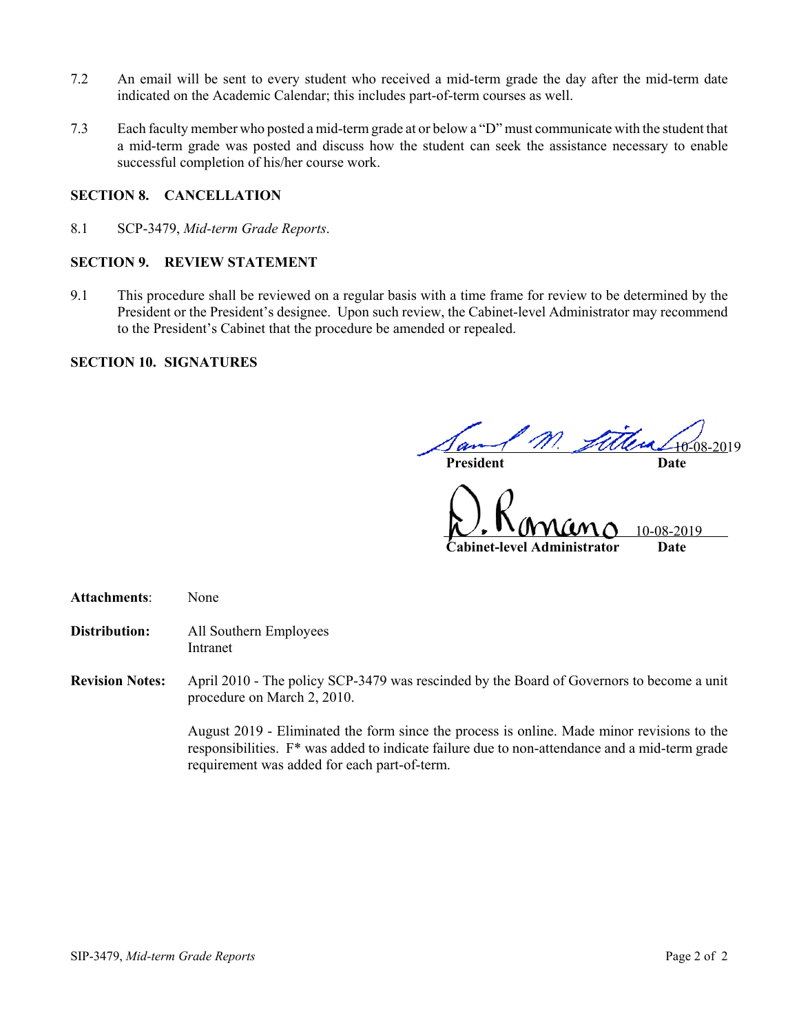7.2 An email will be sent to every student who received a mid-term grade the day after the mid-term date indicated on the Academic Calendar; this includes part-of-term courses as well.

7.3 Each faculty member who posted a mid-term grade at or below a "D" must communicate with the student that a mid-term grade was posted and discuss how the student can seek the assistance necessary to enable successful completion of his/her course work.

**SECTION 8. CANCELLATION**

8.1 SCP-3479, *Mid-term Grade Reports*.

**SECTION 9. REVIEW STATEMENT**

9.1 This procedure shall be reviewed on a regular basis with a time frame for review to be determined by the President or the President's designee. Upon such review, the Cabinet-level Administrator may recommend to the President's Cabinet that the procedure be amended or repealed.

**SECTION 10. SIGNATURES**

10-08-2019
**President** **Date**

10-08-2019
**Cabinet-level Administrator** **Date**

**Attachments**: None

**Distribution:** All Southern Employees
Intranet

**Revision Notes:** April 2010 - The policy SCP-3479 was rescinded by the Board of Governors to become a unit procedure on March 2, 2010.

August 2019 - Eliminated the form since the process is online. Made minor revisions to the responsibilities. F* was added to indicate failure due to non-attendance and a mid-term grade requirement was added for each part-of-term.